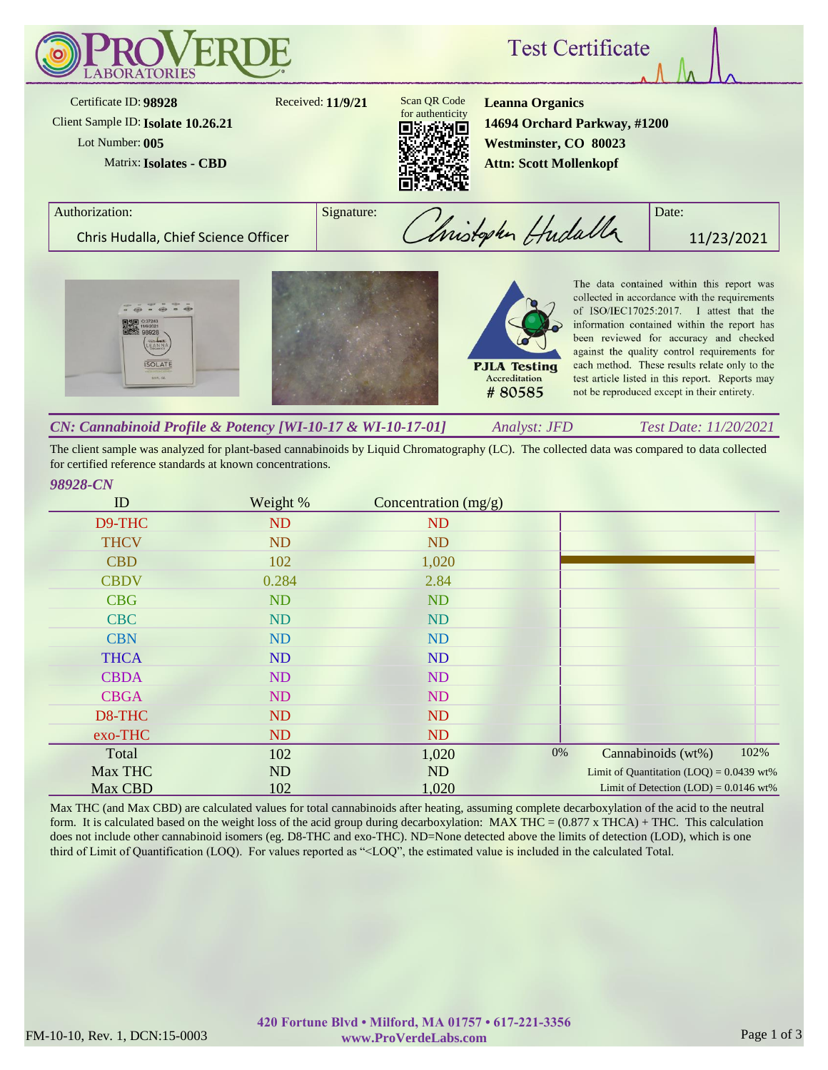# ProVerde Laboratories

## Test Certificate

Certificate ID: **98928**
Client Sample ID: **Isolate 10.26.21**
Lot Number: **005**
Matrix: **Isolates - CBD**

Received: **11/9/21**

Scan QR Code for authenticity

**Leanna Organics**
**14694 Orchard Parkway, #1200**
**Westminster, CO 80023**
**Attn: Scott Mollenkopf**

| Authorization: | Signature: | Date: |
|---|---|---|
| Chris Hudalla, Chief Science Officer | Christopher Hudalla | 11/23/2021 |

PJLA Testing Accreditation # 80585

The data contained within this report was collected in accordance with the requirements of ISO/IEC17025:2017. I attest that the information contained within the report has been reviewed for accuracy and checked against the quality control requirements for each method. These results relate only to the test article listed in this report. Reports may not be reproduced except in their entirety.

### *CN: Cannabinoid Profile & Potency [WI-10-17 & WI-10-17-01]*

*Analyst: JFD* *Test Date: 11/20/2021*

The client sample was analyzed for plant-based cannabinoids by Liquid Chromatography (LC). The collected data was compared to data collected for certified reference standards at known concentrations.

*98928-CN*

| ID | Weight % | Concentration (mg/g) |
|---|---|---|
| D9-THC | ND | ND |
| THCV | ND | ND |
| CBD | 102 | 1,020 |
| CBDV | 0.284 | 2.84 |
| CBG | ND | ND |
| CBC | ND | ND |
| CBN | ND | ND |
| THCA | ND | ND |
| CBDA | ND | ND |
| CBGA | ND | ND |
| D8-THC | ND | ND |
| exo-THC | ND | ND |
| Total | 102 | 1,020 |
| Max THC | ND | ND |
| Max CBD | 102 | 1,020 |

Cannabinoids (wt%): 0% – 102%

Limit of Quantitation (LOQ) = 0.0439 wt%
Limit of Detection (LOD) = 0.0146 wt%

Max THC (and Max CBD) are calculated values for total cannabinoids after heating, assuming complete decarboxylation of the acid to the neutral form. It is calculated based on the weight loss of the acid group during decarboxylation: MAX THC = (0.877 x THCA) + THC. This calculation does not include other cannabinoid isomers (eg. D8-THC and exo-THC). ND=None detected above the limits of detection (LOD), which is one third of Limit of Quantification (LOQ). For values reported as "<LOQ", the estimated value is included in the calculated Total.

FM-10-10, Rev. 1, DCN:15-0003

420 Fortune Blvd • Milford, MA 01757 • 617-221-3356
www.ProVerdeLabs.com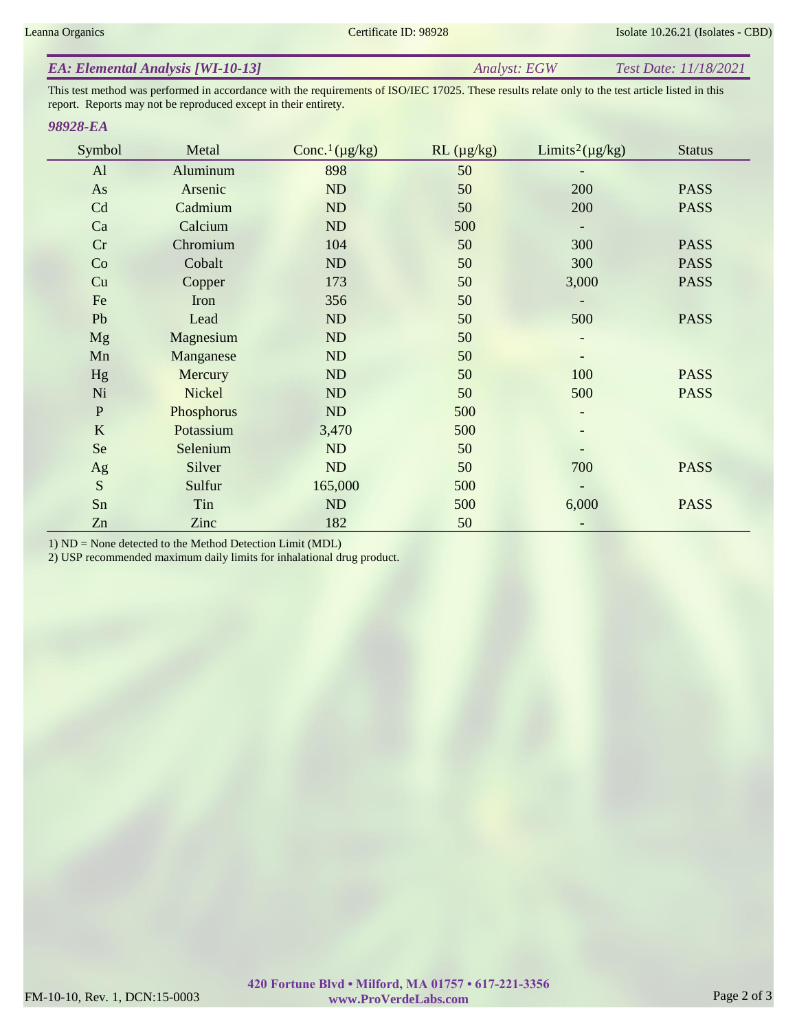## *EA: Elemental Analysis [WI-10-13]* *Analyst: EGW* *Test Date: 11/18/2021*

This test method was performed in accordance with the requirements of ISO/IEC 17025. These results relate only to the test article listed in this report. Reports may not be reproduced except in their entirety.

### *98928-EA*

| Symbol | Metal | Conc.[1] (μg/kg) | RL (μg/kg) | Limits[2] (μg/kg) | Status |
|---|---|---|---|---|---|
| Al | Aluminum | 898 | 50 | - | |
| As | Arsenic | ND | 50 | 200 | PASS |
| Cd | Cadmium | ND | 50 | 200 | PASS |
| Ca | Calcium | ND | 500 | - | |
| Cr | Chromium | 104 | 50 | 300 | PASS |
| Co | Cobalt | ND | 50 | 300 | PASS |
| Cu | Copper | 173 | 50 | 3,000 | PASS |
| Fe | Iron | 356 | 50 | - | |
| Pb | Lead | ND | 50 | 500 | PASS |
| Mg | Magnesium | ND | 50 | - | |
| Mn | Manganese | ND | 50 | - | |
| Hg | Mercury | ND | 50 | 100 | PASS |
| Ni | Nickel | ND | 50 | 500 | PASS |
| P | Phosphorus | ND | 500 | - | |
| K | Potassium | 3,470 | 500 | - | |
| Se | Selenium | ND | 50 | - | |
| Ag | Silver | ND | 50 | 700 | PASS |
| S | Sulfur | 165,000 | 500 | - | |
| Sn | Tin | ND | 500 | 6,000 | PASS |
| Zn | Zinc | 182 | 50 | - | |

1) ND = None detected to the Method Detection Limit (MDL)
2) USP recommended maximum daily limits for inhalational drug product.

**420 Fortune Blvd • Milford, MA 01757 • 617-221-3356**
**www.ProVerdeLabs.com**

FM-10-10, Rev. 1, DCN:15-0003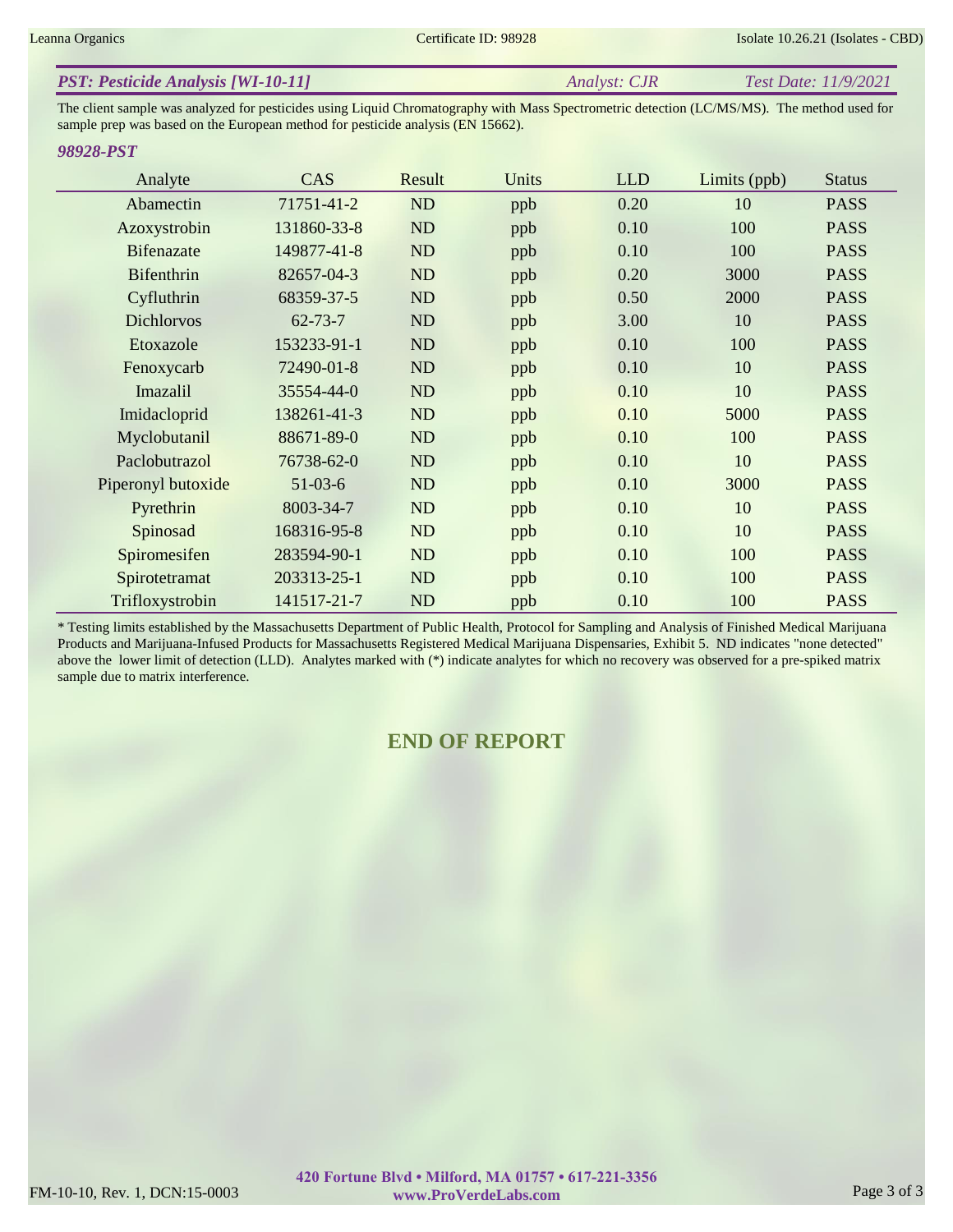## *PST: Pesticide Analysis [WI-10-11]* *Analyst: CJR* *Test Date: 11/9/2021*

The client sample was analyzed for pesticides using Liquid Chromatography with Mass Spectrometric detection (LC/MS/MS). The method used for sample prep was based on the European method for pesticide analysis (EN 15662).

### *98928-PST*

| Analyte | CAS | Result | Units | LLD | Limits (ppb) | Status |
|---|---|---|---|---|---|---|
| Abamectin | 71751-41-2 | ND | ppb | 0.20 | 10 | PASS |
| Azoxystrobin | 131860-33-8 | ND | ppb | 0.10 | 100 | PASS |
| Bifenazate | 149877-41-8 | ND | ppb | 0.10 | 100 | PASS |
| Bifenthrin | 82657-04-3 | ND | ppb | 0.20 | 3000 | PASS |
| Cyfluthrin | 68359-37-5 | ND | ppb | 0.50 | 2000 | PASS |
| Dichlorvos | 62-73-7 | ND | ppb | 3.00 | 10 | PASS |
| Etoxazole | 153233-91-1 | ND | ppb | 0.10 | 100 | PASS |
| Fenoxycarb | 72490-01-8 | ND | ppb | 0.10 | 10 | PASS |
| Imazalil | 35554-44-0 | ND | ppb | 0.10 | 10 | PASS |
| Imidacloprid | 138261-41-3 | ND | ppb | 0.10 | 5000 | PASS |
| Myclobutanil | 88671-89-0 | ND | ppb | 0.10 | 100 | PASS |
| Paclobutrazol | 76738-62-0 | ND | ppb | 0.10 | 10 | PASS |
| Piperonyl butoxide | 51-03-6 | ND | ppb | 0.10 | 3000 | PASS |
| Pyrethrin | 8003-34-7 | ND | ppb | 0.10 | 10 | PASS |
| Spinosad | 168316-95-8 | ND | ppb | 0.10 | 10 | PASS |
| Spiromesifen | 283594-90-1 | ND | ppb | 0.10 | 100 | PASS |
| Spirotetramat | 203313-25-1 | ND | ppb | 0.10 | 100 | PASS |
| Trifloxystrobin | 141517-21-7 | ND | ppb | 0.10 | 100 | PASS |

* Testing limits established by the Massachusetts Department of Public Health, Protocol for Sampling and Analysis of Finished Medical Marijuana Products and Marijuana-Infused Products for Massachusetts Registered Medical Marijuana Dispensaries, Exhibit 5. ND indicates "none detected" above the lower limit of detection (LLD). Analytes marked with (*) indicate analytes for which no recovery was observed for a pre-spiked matrix sample due to matrix interference.

## END OF REPORT

**420 Fortune Blvd • Milford, MA 01757 • 617-221-3356**
**www.ProVerdeLabs.com**

FM-10-10, Rev. 1, DCN:15-0003